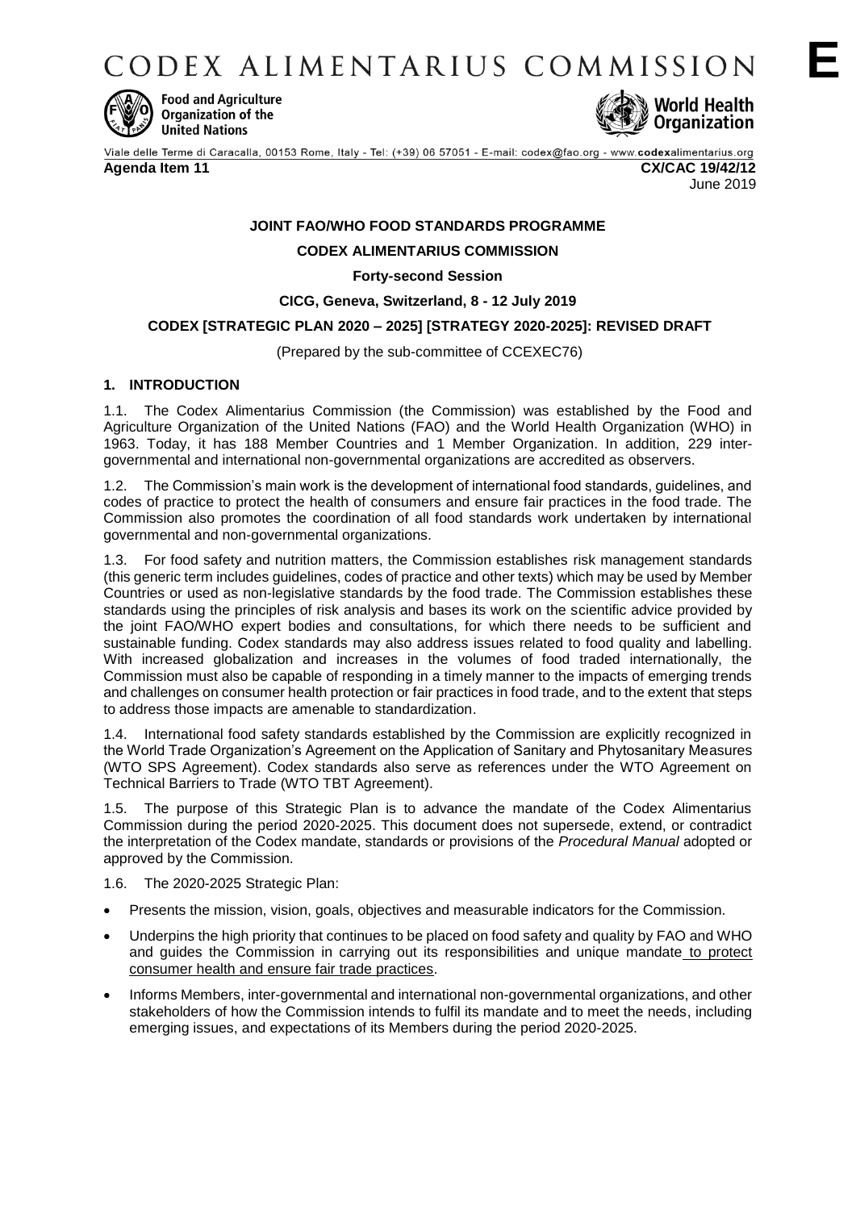CODEX ALIMENTARIUS COMMISSION

**E**

Food and Agriculture Organization of the United Nations

World Health Organization

Viale delle Terme di Caracalla, 00153 Rome, Italy - Tel: (+39) 06 57051 - E-mail: codex@fao.org - www.codexalimentarius.org

**Agenda Item 11** **CX/CAC 19/42/12**

June 2019

**JOINT FAO/WHO FOOD STANDARDS PROGRAMME**

**CODEX ALIMENTARIUS COMMISSION**

**Forty-second Session**

**CICG, Geneva, Switzerland, 8 - 12 July 2019**

**CODEX [STRATEGIC PLAN 2020 – 2025] [STRATEGY 2020-2025]: REVISED DRAFT**

(Prepared by the sub-committee of CCEXEC76)

## 1. INTRODUCTION

1.1. The Codex Alimentarius Commission (the Commission) was established by the Food and Agriculture Organization of the United Nations (FAO) and the World Health Organization (WHO) in 1963. Today, it has 188 Member Countries and 1 Member Organization. In addition, 229 inter-governmental and international non-governmental organizations are accredited as observers.

1.2. The Commission's main work is the development of international food standards, guidelines, and codes of practice to protect the health of consumers and ensure fair practices in the food trade. The Commission also promotes the coordination of all food standards work undertaken by international governmental and non-governmental organizations.

1.3. For food safety and nutrition matters, the Commission establishes risk management standards (this generic term includes guidelines, codes of practice and other texts) which may be used by Member Countries or used as non-legislative standards by the food trade. The Commission establishes these standards using the principles of risk analysis and bases its work on the scientific advice provided by the joint FAO/WHO expert bodies and consultations, for which there needs to be sufficient and sustainable funding. Codex standards may also address issues related to food quality and labelling. With increased globalization and increases in the volumes of food traded internationally, the Commission must also be capable of responding in a timely manner to the impacts of emerging trends and challenges on consumer health protection or fair practices in food trade, and to the extent that steps to address those impacts are amenable to standardization.

1.4. International food safety standards established by the Commission are explicitly recognized in the World Trade Organization's Agreement on the Application of Sanitary and Phytosanitary Measures (WTO SPS Agreement). Codex standards also serve as references under the WTO Agreement on Technical Barriers to Trade (WTO TBT Agreement).

1.5. The purpose of this Strategic Plan is to advance the mandate of the Codex Alimentarius Commission during the period 2020-2025. This document does not supersede, extend, or contradict the interpretation of the Codex mandate, standards or provisions of the *Procedural Manual* adopted or approved by the Commission.

1.6. The 2020-2025 Strategic Plan:

- Presents the mission, vision, goals, objectives and measurable indicators for the Commission.
- Underpins the high priority that continues to be placed on food safety and quality by FAO and WHO and guides the Commission in carrying out its responsibilities and unique mandate to protect consumer health and ensure fair trade practices.
- Informs Members, inter-governmental and international non-governmental organizations, and other stakeholders of how the Commission intends to fulfil its mandate and to meet the needs, including emerging issues, and expectations of its Members during the period 2020-2025.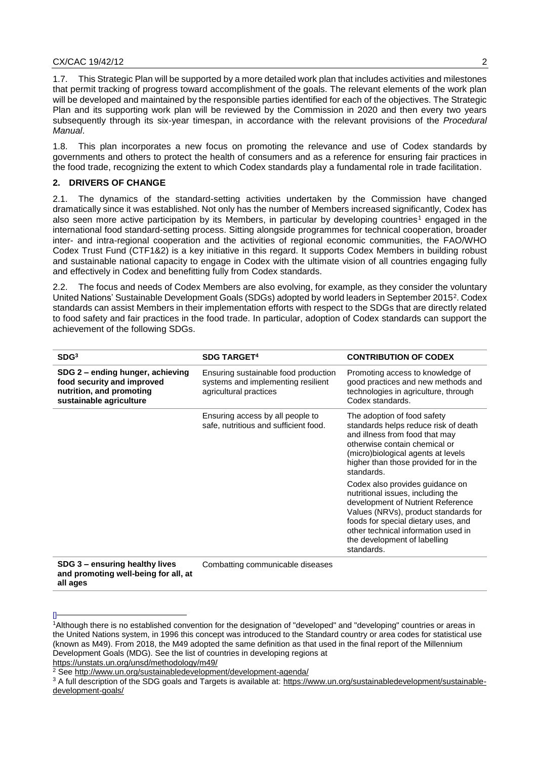1.7. This Strategic Plan will be supported by a more detailed work plan that includes activities and milestones that permit tracking of progress toward accomplishment of the goals. The relevant elements of the work plan will be developed and maintained by the responsible parties identified for each of the objectives. The Strategic Plan and its supporting work plan will be reviewed by the Commission in 2020 and then every two years subsequently through its six-year timespan, in accordance with the relevant provisions of the *Procedural Manual*.

1.8. This plan incorporates a new focus on promoting the relevance and use of Codex standards by governments and others to protect the health of consumers and as a reference for ensuring fair practices in the food trade, recognizing the extent to which Codex standards play a fundamental role in trade facilitation.

## 2. DRIVERS OF CHANGE

2.1. The dynamics of the standard-setting activities undertaken by the Commission have changed dramatically since it was established. Not only has the number of Members increased significantly, Codex has also seen more active participation by its Members, in particular by developing countries[1] engaged in the international food standard-setting process. Sitting alongside programmes for technical cooperation, broader inter- and intra-regional cooperation and the activities of regional economic communities, the FAO/WHO Codex Trust Fund (CTF1&2) is a key initiative in this regard. It supports Codex Members in building robust and sustainable national capacity to engage in Codex with the ultimate vision of all countries engaging fully and effectively in Codex and benefitting fully from Codex standards.

2.2. The focus and needs of Codex Members are also evolving, for example, as they consider the voluntary United Nations' Sustainable Development Goals (SDGs) adopted by world leaders in September 2015[2]. Codex standards can assist Members in their implementation efforts with respect to the SDGs that are directly related to food safety and fair practices in the food trade. In particular, adoption of Codex standards can support the achievement of the following SDGs.

| SDG[3] | SDG TARGET[4] | CONTRIBUTION OF CODEX |
|---|---|---|
| **SDG 2 – ending hunger, achieving food security and improved nutrition, and promoting sustainable agriculture** | Ensuring sustainable food production systems and implementing resilient agricultural practices | Promoting access to knowledge of good practices and new methods and technologies in agriculture, through Codex standards. |
| | Ensuring access by all people to safe, nutritious and sufficient food. | The adoption of food safety standards helps reduce risk of death and illness from food that may otherwise contain chemical or (micro)biological agents at levels higher than those provided for in the standards.<br><br>Codex also provides guidance on nutritional issues, including the development of Nutrient Reference Values (NRVs), product standards for foods for special dietary uses, and other technical information used in the development of labelling standards. |
| **SDG 3 – ensuring healthy lives and promoting well-being for all, at all ages** | Combatting communicable diseases | |

[1]Although there is no established convention for the designation of "developed" and "developing" countries or areas in the United Nations system, in 1996 this concept was introduced to the Standard country or area codes for statistical use (known as M49). From 2018, the M49 adopted the same definition as that used in the final report of the Millennium Development Goals (MDG). See the list of countries in developing regions at https://unstats.un.org/unsd/methodology/m49/

[2] See http://www.un.org/sustainabledevelopment/development-agenda/

[3] A full description of the SDG goals and Targets is available at: https://www.un.org/sustainabledevelopment/sustainable-development-goals/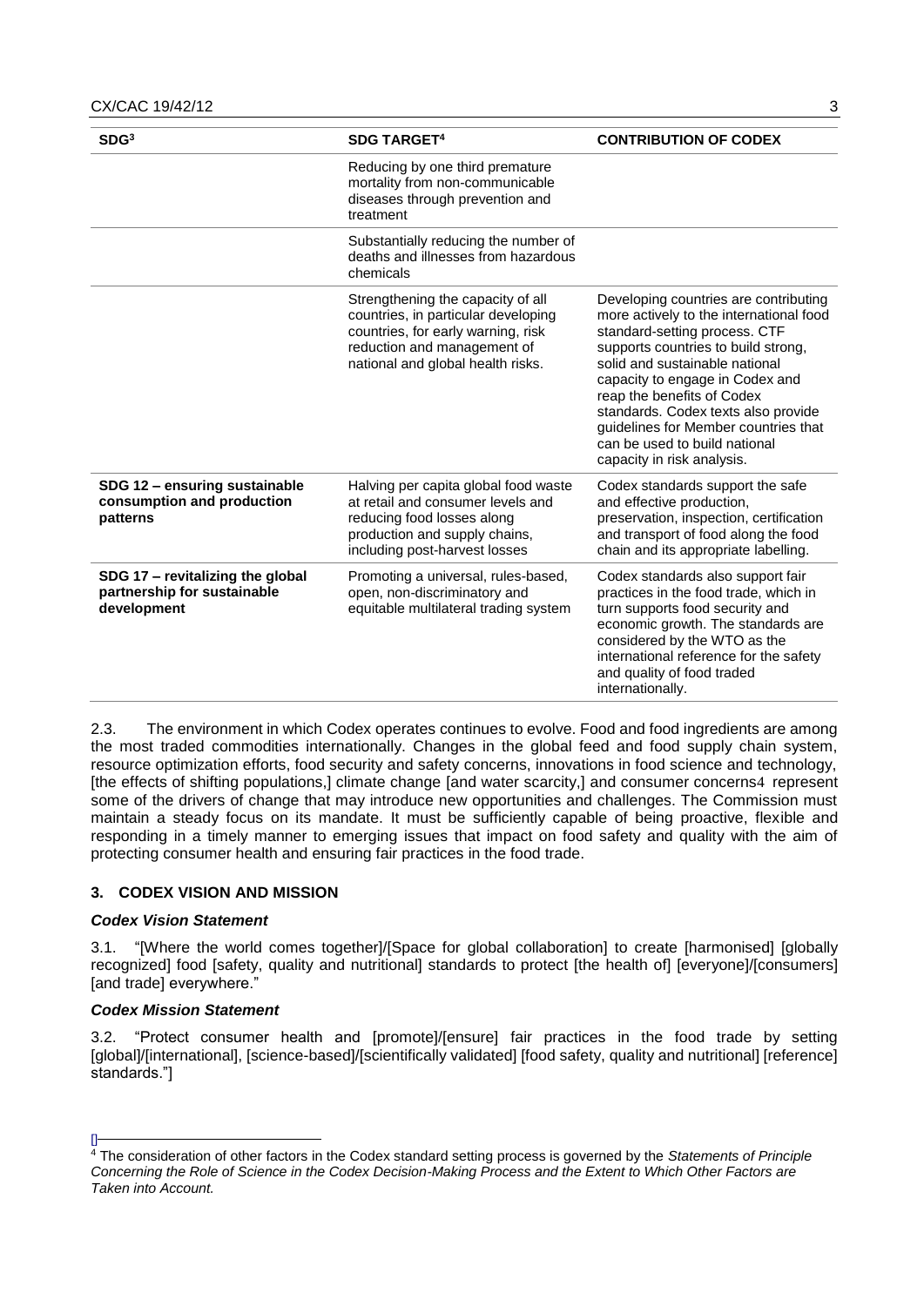| SDG[3] | SDG TARGET[4] | CONTRIBUTION OF CODEX |
|---|---|---|
| | Reducing by one third premature mortality from non-communicable diseases through prevention and treatment | |
| | Substantially reducing the number of deaths and illnesses from hazardous chemicals | |
| | Strengthening the capacity of all countries, in particular developing countries, for early warning, risk reduction and management of national and global health risks. | Developing countries are contributing more actively to the international food standard-setting process. CTF supports countries to build strong, solid and sustainable national capacity to engage in Codex and reap the benefits of Codex standards. Codex texts also provide guidelines for Member countries that can be used to build national capacity in risk analysis. |
| **SDG 12 – ensuring sustainable consumption and production patterns** | Halving per capita global food waste at retail and consumer levels and reducing food losses along production and supply chains, including post-harvest losses | Codex standards support the safe and effective production, preservation, inspection, certification and transport of food along the food chain and its appropriate labelling. |
| **SDG 17 – revitalizing the global partnership for sustainable development** | Promoting a universal, rules-based, open, non-discriminatory and equitable multilateral trading system | Codex standards also support fair practices in the food trade, which in turn supports food security and economic growth. The standards are considered by the WTO as the international reference for the safety and quality of food traded internationally. |

2.3. The environment in which Codex operates continues to evolve. Food and food ingredients are among the most traded commodities internationally. Changes in the global feed and food supply chain system, resource optimization efforts, food security and safety concerns, innovations in food science and technology, [the effects of shifting populations,] climate change [and water scarcity,] and consumer concerns4 represent some of the drivers of change that may introduce new opportunities and challenges. The Commission must maintain a steady focus on its mandate. It must be sufficiently capable of being proactive, flexible and responding in a timely manner to emerging issues that impact on food safety and quality with the aim of protecting consumer health and ensuring fair practices in the food trade.

## 3. CODEX VISION AND MISSION

### *Codex Vision Statement*

3.1. "[Where the world comes together]/[Space for global collaboration] to create [harmonised] [globally recognized] food [safety, quality and nutritional] standards to protect [the health of] [everyone]/[consumers] [and trade] everywhere."

### *Codex Mission Statement*

3.2. "Protect consumer health and [promote]/[ensure] fair practices in the food trade by setting [global]/[international], [science-based]/[scientifically validated] [food safety, quality and nutritional] [reference] standards."]

---

[4] The consideration of other factors in the Codex standard setting process is governed by the *Statements of Principle Concerning the Role of Science in the Codex Decision-Making Process and the Extent to Which Other Factors are Taken into Account.*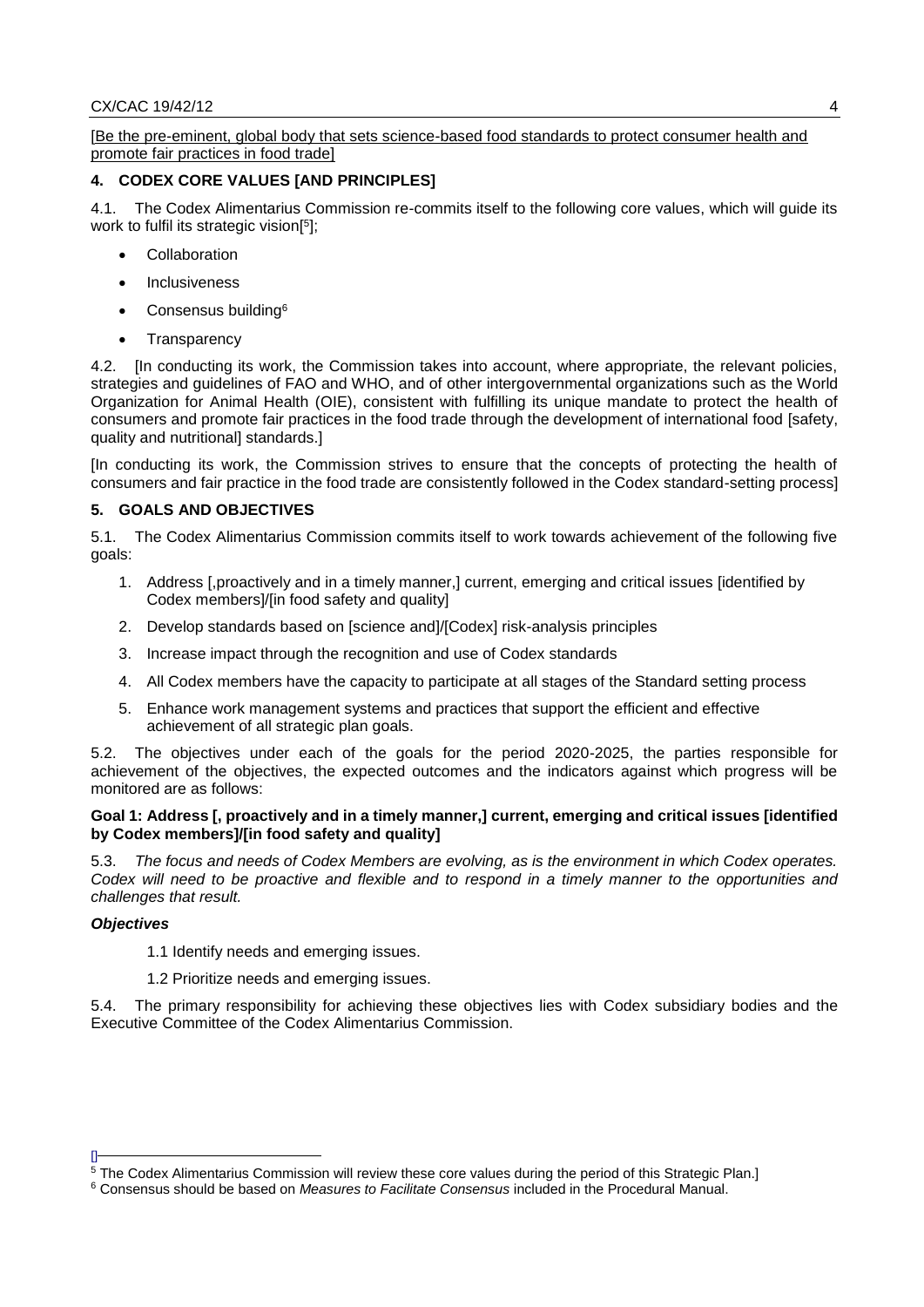[Be the pre-eminent, global body that sets science-based food standards to protect consumer health and promote fair practices in food trade]

## 4. CODEX CORE VALUES [AND PRINCIPLES]

4.1. The Codex Alimentarius Commission re-commits itself to the following core values, which will guide its work to fulfil its strategic vision[[5]];

- Collaboration
- Inclusiveness
- Consensus building[6]
- Transparency

4.2. [In conducting its work, the Commission takes into account, where appropriate, the relevant policies, strategies and guidelines of FAO and WHO, and of other intergovernmental organizations such as the World Organization for Animal Health (OIE), consistent with fulfilling its unique mandate to protect the health of consumers and promote fair practices in the food trade through the development of international food [safety, quality and nutritional] standards.]

[In conducting its work, the Commission strives to ensure that the concepts of protecting the health of consumers and fair practice in the food trade are consistently followed in the Codex standard-setting process]

## 5. GOALS AND OBJECTIVES

5.1. The Codex Alimentarius Commission commits itself to work towards achievement of the following five goals:

1. Address [,proactively and in a timely manner,] current, emerging and critical issues [identified by Codex members]/[in food safety and quality]
2. Develop standards based on [science and]/[Codex] risk-analysis principles
3. Increase impact through the recognition and use of Codex standards
4. All Codex members have the capacity to participate at all stages of the Standard setting process
5. Enhance work management systems and practices that support the efficient and effective achievement of all strategic plan goals.

5.2. The objectives under each of the goals for the period 2020-2025, the parties responsible for achievement of the objectives, the expected outcomes and the indicators against which progress will be monitored are as follows:

### Goal 1: Address [, proactively and in a timely manner,] current, emerging and critical issues [identified by Codex members]/[in food safety and quality]

5.3. *The focus and needs of Codex Members are evolving, as is the environment in which Codex operates. Codex will need to be proactive and flexible and to respond in a timely manner to the opportunities and challenges that result.*

***Objectives***

1.1 Identify needs and emerging issues.

1.2 Prioritize needs and emerging issues.

5.4. The primary responsibility for achieving these objectives lies with Codex subsidiary bodies and the Executive Committee of the Codex Alimentarius Commission.

---

[[5] The Codex Alimentarius Commission will review these core values during the period of this Strategic Plan.]

[6] Consensus should be based on *Measures to Facilitate Consensus* included in the Procedural Manual.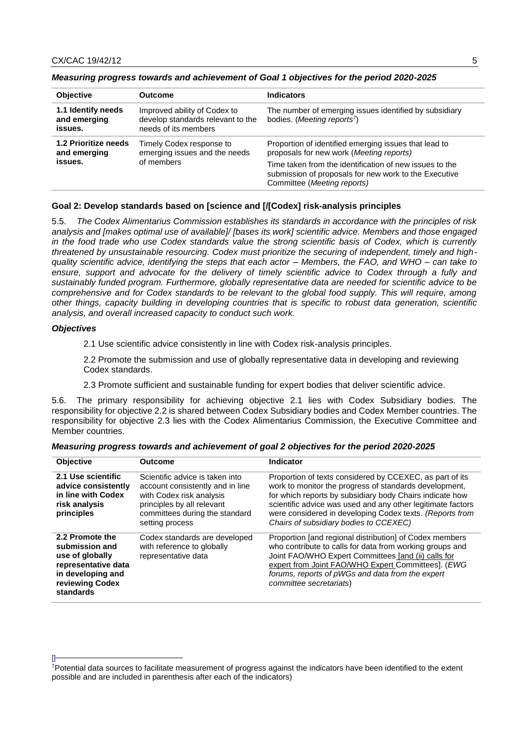***Measuring progress towards and achievement of Goal 1 objectives for the period 2020-2025***

| Objective | Outcome | Indicators |
|---|---|---|
| **1.1 Identify needs and emerging issues.** | Improved ability of Codex to develop standards relevant to the needs of its members | The number of emerging issues identified by subsidiary bodies. (*Meeting reports*[7]) |
| **1.2 Prioritize needs and emerging issues.** | Timely Codex response to emerging issues and the needs of members | Proportion of identified emerging issues that lead to proposals for new work (*Meeting reports*)<br>Time taken from the identification of new issues to the submission of proposals for new work to the Executive Committee (*Meeting reports*) |

### Goal 2: Develop standards based on [science and [/[Codex] risk-analysis principles

5.5. *The Codex Alimentarius Commission establishes its standards in accordance with the principles of risk analysis and [makes optimal use of available]/ [bases its work] scientific advice. Members and those engaged in the food trade who use Codex standards value the strong scientific basis of Codex, which is currently threatened by unsustainable resourcing. Codex must prioritize the securing of independent, timely and high-quality scientific advice, identifying the steps that each actor – Members, the FAO, and WHO – can take to ensure, support and advocate for the delivery of timely scientific advice to Codex through a fully and sustainably funded program. Furthermore, globally representative data are needed for scientific advice to be comprehensive and for Codex standards to be relevant to the global food supply. This will require, among other things, capacity building in developing countries that is specific to robust data generation, scientific analysis, and overall increased capacity to conduct such work.*

***Objectives***

2.1 Use scientific advice consistently in line with Codex risk-analysis principles.

2.2 Promote the submission and use of globally representative data in developing and reviewing Codex standards.

2.3 Promote sufficient and sustainable funding for expert bodies that deliver scientific advice.

5.6. The primary responsibility for achieving objective 2.1 lies with Codex Subsidiary bodies. The responsibility for objective 2.2 is shared between Codex Subsidiary bodies and Codex Member countries. The responsibility for objective 2.3 lies with the Codex Alimentarius Commission, the Executive Committee and Member countries.

***Measuring progress towards and achievement of goal 2 objectives for the period 2020-2025***

| Objective | Outcome | Indicator |
|---|---|---|
| **2.1 Use scientific advice consistently in line with Codex risk analysis principles** | Scientific advice is taken into account consistently and in line with Codex risk analysis principles by all relevant committees during the standard setting process | Proportion of texts considered by CCEXEC, as part of its work to monitor the progress of standards development, for which reports by subsidiary body Chairs indicate how scientific advice was used and any other legitimate factors were considered in developing Codex texts. *(Reports from Chairs of subsidiary bodies to CCEXEC)* |
| **2.2 Promote the submission and use of globally representative data in developing and reviewing Codex standards** | Codex standards are developed with reference to globally representative data | Proportion [and regional distribution] of Codex members who contribute to calls for data from working groups and Joint FAO/WHO Expert Committees [and (ii) calls for expert from Joint FAO/WHO Expert Committees]. (*EWG forums, reports of pWGs and data from the expert committee secretariats*) |

[7] Potential data sources to facilitate measurement of progress against the indicators have been identified to the extent possible and are included in parenthesis after each of the indicators)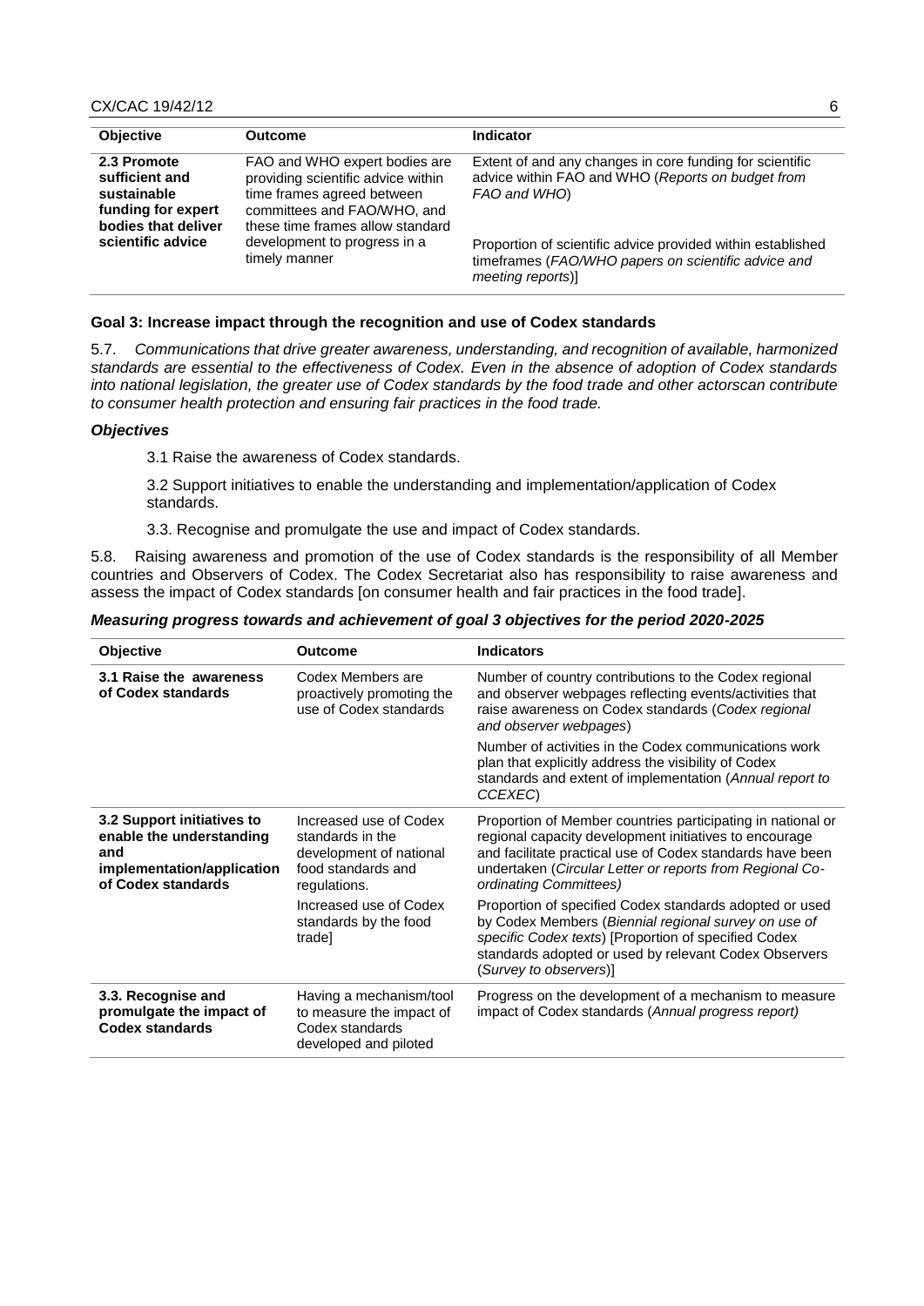| Objective | Outcome | Indicator |
| --- | --- | --- |
| **2.3 Promote sufficient and sustainable funding for expert bodies that deliver scientific advice** | FAO and WHO expert bodies are providing scientific advice within time frames agreed between committees and FAO/WHO, and these time frames allow standard development to progress in a timely manner | Extent of and any changes in core funding for scientific advice within FAO and WHO (*Reports on budget from FAO and WHO*)<br><br>Proportion of scientific advice provided within established timeframes (*FAO/WHO papers on scientific advice and meeting reports*)] |

**Goal 3: Increase impact through the recognition and use of Codex standards**

5.7. *Communications that drive greater awareness, understanding, and recognition of available, harmonized standards are essential to the effectiveness of Codex. Even in the absence of adoption of Codex standards into national legislation, the greater use of Codex standards by the food trade and other actorscan contribute to consumer health protection and ensuring fair practices in the food trade.*

***Objectives***

3.1 Raise the awareness of Codex standards.

3.2 Support initiatives to enable the understanding and implementation/application of Codex standards.

3.3. Recognise and promulgate the use and impact of Codex standards.

5.8. Raising awareness and promotion of the use of Codex standards is the responsibility of all Member countries and Observers of Codex. The Codex Secretariat also has responsibility to raise awareness and assess the impact of Codex standards [on consumer health and fair practices in the food trade].

***Measuring progress towards and achievement of goal 3 objectives for the period 2020-2025***

| Objective | Outcome | Indicators |
| --- | --- | --- |
| **3.1 Raise the awareness of Codex standards** | Codex Members are proactively promoting the use of Codex standards | Number of country contributions to the Codex regional and observer webpages reflecting events/activities that raise awareness on Codex standards (*Codex regional and observer webpages*)<br><br>Number of activities in the Codex communications work plan that explicitly address the visibility of Codex standards and extent of implementation (*Annual report to CCEXEC*) |
| **3.2 Support initiatives to enable the understanding and implementation/application of Codex standards** | Increased use of Codex standards in the development of national food standards and regulations. | Proportion of Member countries participating in national or regional capacity development initiatives to encourage and facilitate practical use of Codex standards have been undertaken (*Circular Letter or reports from Regional Co-ordinating Committees)* |
| | Increased use of Codex standards by the food trade] | Proportion of specified Codex standards adopted or used by Codex Members (*Biennial regional survey on use of specific Codex texts*) [Proportion of specified Codex standards adopted or used by relevant Codex Observers (*Survey to observers*)] |
| **3.3. Recognise and promulgate the impact of Codex standards** | Having a mechanism/tool to measure the impact of Codex standards developed and piloted | Progress on the development of a mechanism to measure impact of Codex standards (*Annual progress report)* |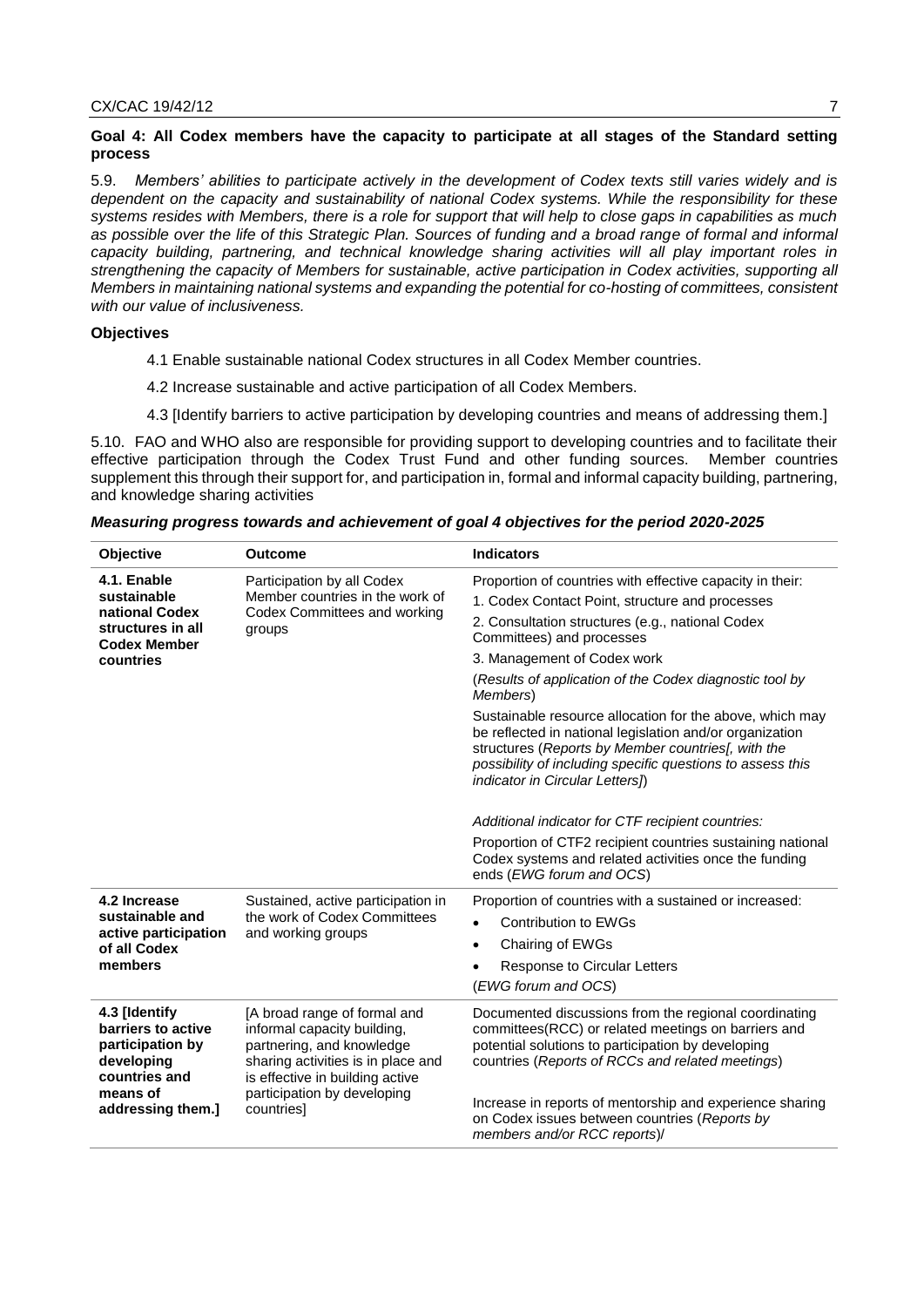**Goal 4: All Codex members have the capacity to participate at all stages of the Standard setting process**

5.9. *Members' abilities to participate actively in the development of Codex texts still varies widely and is dependent on the capacity and sustainability of national Codex systems. While the responsibility for these systems resides with Members, there is a role for support that will help to close gaps in capabilities as much as possible over the life of this Strategic Plan. Sources of funding and a broad range of formal and informal capacity building, partnering, and technical knowledge sharing activities will all play important roles in strengthening the capacity of Members for sustainable, active participation in Codex activities, supporting all Members in maintaining national systems and expanding the potential for co-hosting of committees, consistent with our value of inclusiveness.*

**Objectives**

4.1 Enable sustainable national Codex structures in all Codex Member countries.

4.2 Increase sustainable and active participation of all Codex Members.

4.3 [Identify barriers to active participation by developing countries and means of addressing them.]

5.10. FAO and WHO also are responsible for providing support to developing countries and to facilitate their effective participation through the Codex Trust Fund and other funding sources. Member countries supplement this through their support for, and participation in, formal and informal capacity building, partnering, and knowledge sharing activities

***Measuring progress towards and achievement of goal 4 objectives for the period 2020-2025***

| Objective | Outcome | Indicators |
|---|---|---|
| **4.1. Enable sustainable national Codex structures in all Codex Member countries** | Participation by all Codex Member countries in the work of Codex Committees and working groups | Proportion of countries with effective capacity in their:<br>1. Codex Contact Point, structure and processes<br>2. Consultation structures (e.g., national Codex Committees) and processes<br>3. Management of Codex work<br>(*Results of application of the Codex diagnostic tool by Members*)<br>Sustainable resource allocation for the above, which may be reflected in national legislation and/or organization structures (*Reports by Member countries[, with the possibility of including specific questions to assess this indicator in Circular Letters]*)<br><br>*Additional indicator for CTF recipient countries:*<br>Proportion of CTF2 recipient countries sustaining national Codex systems and related activities once the funding ends (*EWG forum and OCS*) |
| **4.2 Increase sustainable and active participation of all Codex members** | Sustained, active participation in the work of Codex Committees and working groups | Proportion of countries with a sustained or increased:<br>• Contribution to EWGs<br>• Chairing of EWGs<br>• Response to Circular Letters<br>(*EWG forum and OCS*) |
| **4.3 [Identify barriers to active participation by developing countries and means of addressing them.]** | [A broad range of formal and informal capacity building, partnering, and knowledge sharing activities is in place and is effective in building active participation by developing countries] | Documented discussions from the regional coordinating committees(RCC) or related meetings on barriers and potential solutions to participation by developing countries (*Reports of RCCs and related meetings*)<br><br>Increase in reports of mentorship and experience sharing on Codex issues between countries (*Reports by members and/or RCC reports*)/ |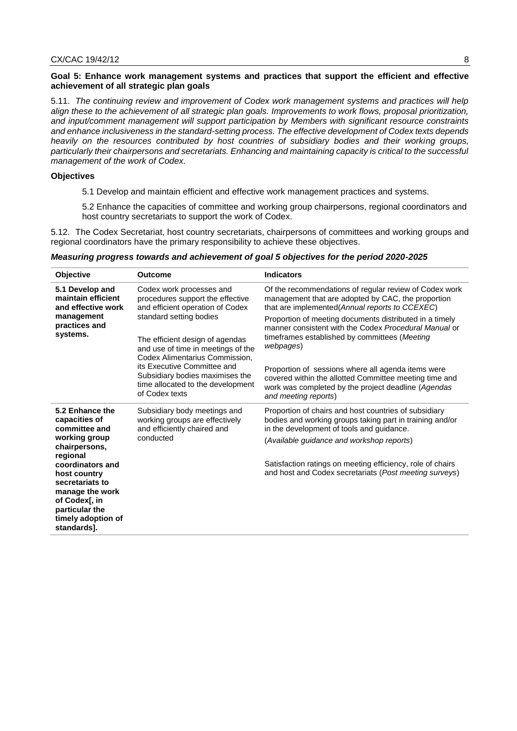**Goal 5: Enhance work management systems and practices that support the efficient and effective achievement of all strategic plan goals**

5.11. *The continuing review and improvement of Codex work management systems and practices will help align these to the achievement of all strategic plan goals. Improvements to work flows, proposal prioritization, and input/comment management will support participation by Members with significant resource constraints and enhance inclusiveness in the standard-setting process. The effective development of Codex texts depends heavily on the resources contributed by host countries of subsidiary bodies and their working groups, particularly their chairpersons and secretariats. Enhancing and maintaining capacity is critical to the successful management of the work of Codex.*

**Objectives**

5.1 Develop and maintain efficient and effective work management practices and systems.

5.2 Enhance the capacities of committee and working group chairpersons, regional coordinators and host country secretariats to support the work of Codex.

5.12. The Codex Secretariat, host country secretariats, chairpersons of committees and working groups and regional coordinators have the primary responsibility to achieve these objectives.

***Measuring progress towards and achievement of goal 5 objectives for the period 2020-2025***

| Objective | Outcome | Indicators |
|---|---|---|
| **5.1 Develop and maintain efficient and effective work management practices and systems.** | Codex work processes and procedures support the effective and efficient operation of Codex standard setting bodies | Of the recommendations of regular review of Codex work management that are adopted by CAC, the proportion that are implemented(*Annual reports to CCEXEC*)<br>Proportion of meeting documents distributed in a timely manner consistent with the Codex *Procedural Manual* or timeframes established by committees (*Meeting webpages*) |
| | The efficient design of agendas and use of time in meetings of the Codex Alimentarius Commission, its Executive Committee and Subsidiary bodies maximises the time allocated to the development of Codex texts | Proportion of sessions where all agenda items were covered within the allotted Committee meeting time and work was completed by the project deadline (*Agendas and meeting reports*) |
| **5.2 Enhance the capacities of committee and working group chairpersons, regional coordinators and host country secretariats to manage the work of Codex[, in particular the timely adoption of standards].** | Subsidiary body meetings and working groups are effectively and efficiently chaired and conducted | Proportion of chairs and host countries of subsidiary bodies and working groups taking part in training and/or in the development of tools and guidance.<br>(*Available guidance and workshop reports*)<br><br>Satisfaction ratings on meeting efficiency, role of chairs and host and Codex secretariats (*Post meeting surveys*) |